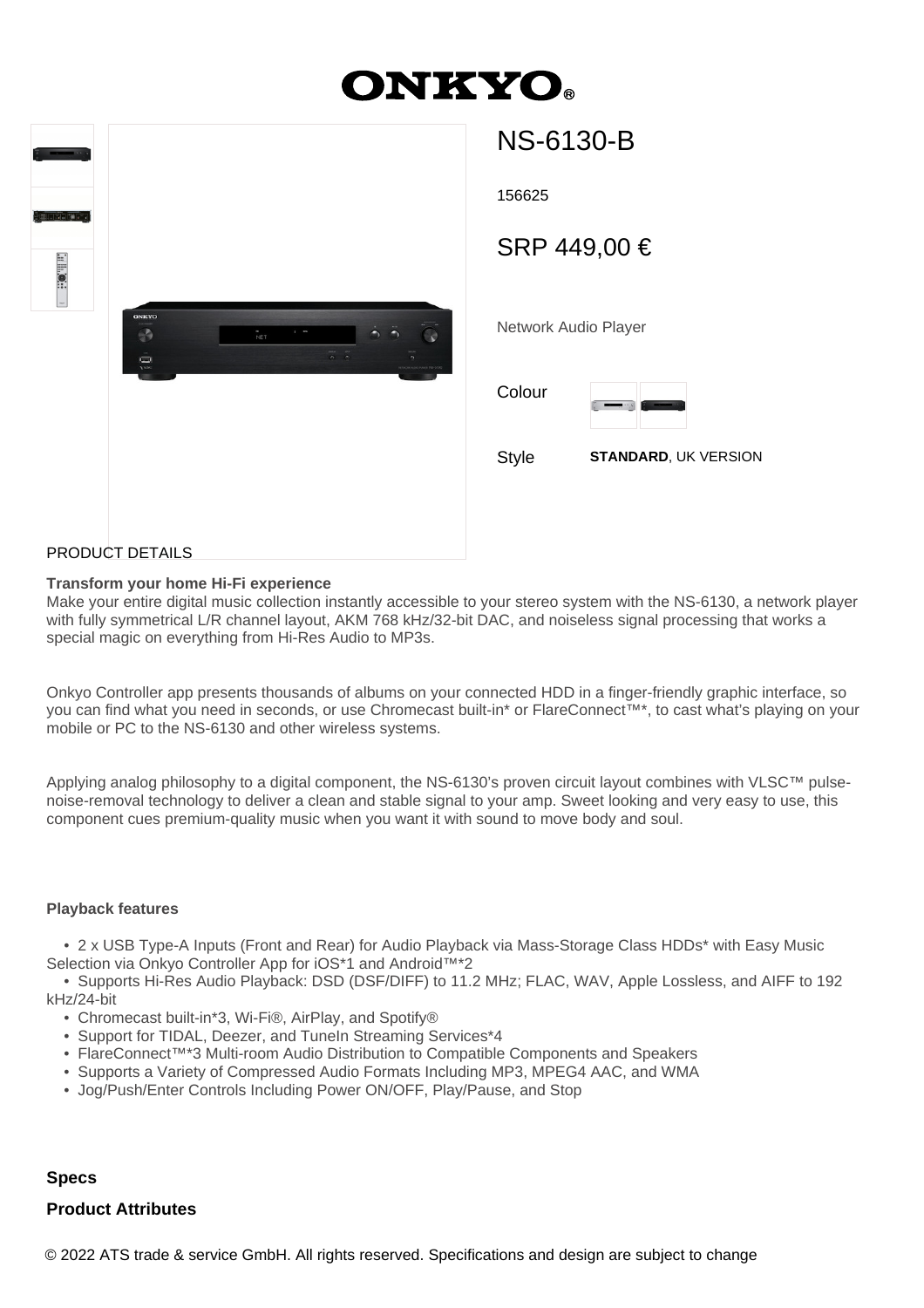# ONKYO

## NS-6130-B

156625

SRP 449,00 €

Network Audio Player

Colour

Style **STANDARD**, UK VERSION

PRODUCT DETAILS

**Transform your home Hi-Fi experience**
Make your entire digital music collection instantly accessible to your stereo system with the NS-6130, a network player with fully symmetrical L/R channel layout, AKM 768 kHz/32-bit DAC, and noiseless signal processing that works a special magic on everything from Hi-Res Audio to MP3s.

Onkyo Controller app presents thousands of albums on your connected HDD in a finger-friendly graphic interface, so you can find what you need in seconds, or use Chromecast built-in* or FlareConnect™*, to cast what's playing on your mobile or PC to the NS-6130 and other wireless systems.

Applying analog philosophy to a digital component, the NS-6130's proven circuit layout combines with VLSC™ pulse-noise-removal technology to deliver a clean and stable signal to your amp. Sweet looking and very easy to use, this component cues premium-quality music when you want it with sound to move body and soul.

**Playback features**

- 2 x USB Type-A Inputs (Front and Rear) for Audio Playback via Mass-Storage Class HDDs* with Easy Music Selection via Onkyo Controller App for iOS*1 and Android™*2
- Supports Hi-Res Audio Playback: DSD (DSF/DIFF) to 11.2 MHz; FLAC, WAV, Apple Lossless, and AIFF to 192 kHz/24-bit
- Chromecast built-in*3, Wi-Fi®, AirPlay, and Spotify®
- Support for TIDAL, Deezer, and TuneIn Streaming Services*4
- FlareConnect™*3 Multi-room Audio Distribution to Compatible Components and Speakers
- Supports a Variety of Compressed Audio Formats Including MP3, MPEG4 AAC, and WMA
- Jog/Push/Enter Controls Including Power ON/OFF, Play/Pause, and Stop

**Specs**

**Product Attributes**

© 2022 ATS trade & service GmbH. All rights reserved. Specifications and design are subject to change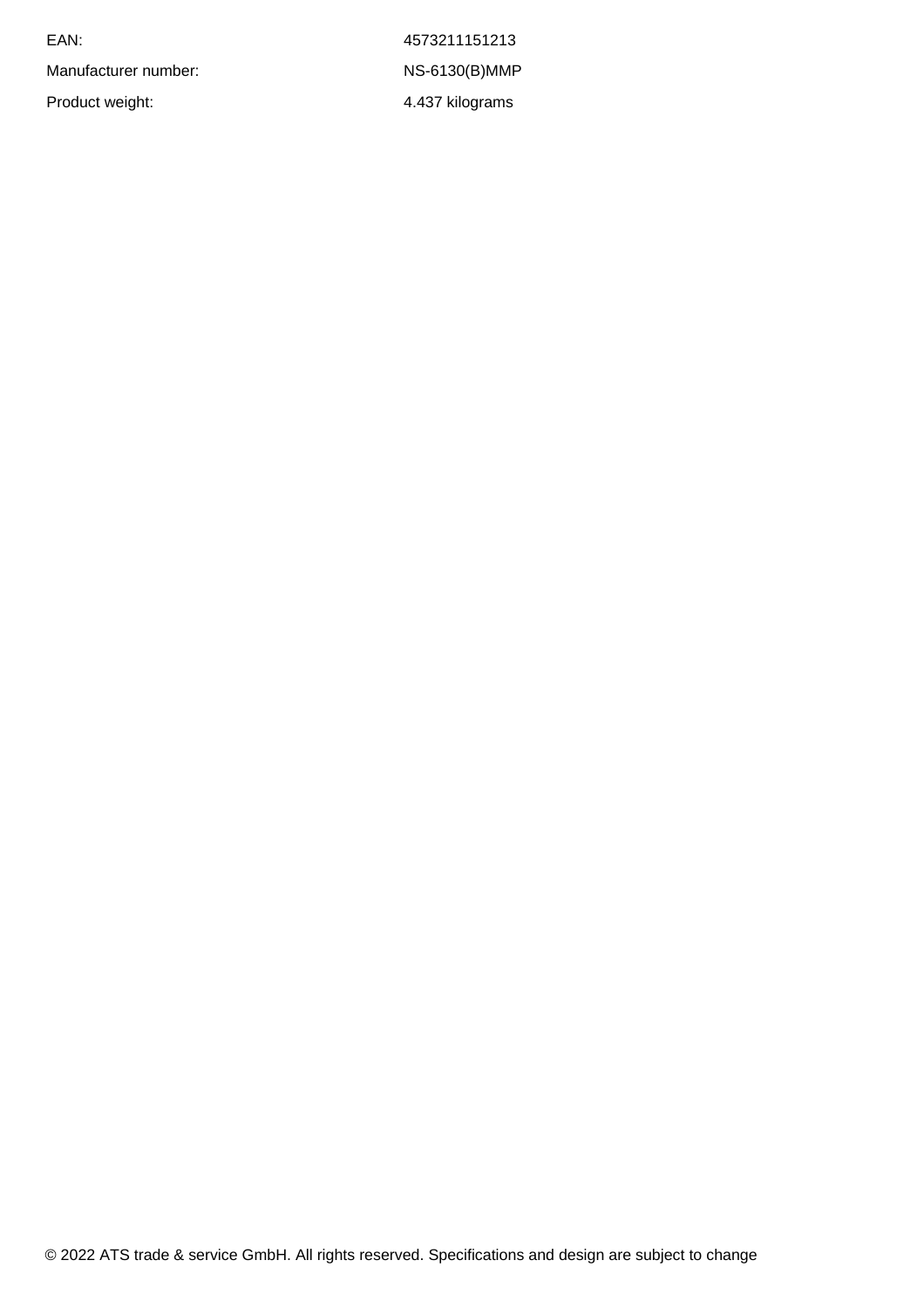| | |
|---|---|
| EAN: | 4573211151213 |
| Manufacturer number: | NS-6130(B)MMP |
| Product weight: | 4.437 kilograms |

© 2022 ATS trade & service GmbH. All rights reserved. Specifications and design are subject to change